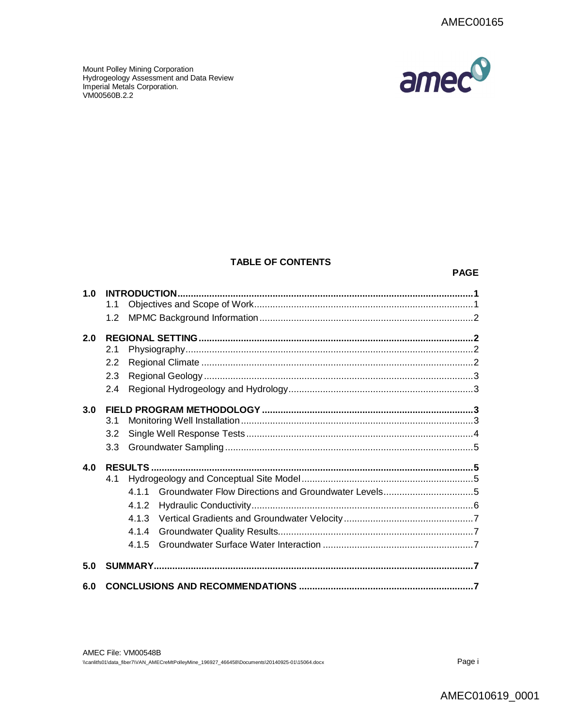Mount Polley Mining Corporation
Hydrogeology Assessment and Data Review
Imperial Metals Corporation.
VM00560B.2.2

## TABLE OF CONTENTS

| | | PAGE |
|---|---|---|
| **1.0** | **INTRODUCTION** | **1** |
| | 1.1 Objectives and Scope of Work | 1 |
| | 1.2 MPMC Background Information | 2 |
| **2.0** | **REGIONAL SETTING** | **2** |
| | 2.1 Physiography | 2 |
| | 2.2 Regional Climate | 2 |
| | 2.3 Regional Geology | 3 |
| | 2.4 Regional Hydrogeology and Hydrology | 3 |
| **3.0** | **FIELD PROGRAM METHODOLOGY** | **3** |
| | 3.1 Monitoring Well Installation | 3 |
| | 3.2 Single Well Response Tests | 4 |
| | 3.3 Groundwater Sampling | 5 |
| **4.0** | **RESULTS** | **5** |
| | 4.1 Hydrogeology and Conceptual Site Model | 5 |
| | 4.1.1 Groundwater Flow Directions and Groundwater Levels | 5 |
| | 4.1.2 Hydraulic Conductivity | 6 |
| | 4.1.3 Vertical Gradients and Groundwater Velocity | 7 |
| | 4.1.4 Groundwater Quality Results | 7 |
| | 4.1.5 Groundwater Surface Water Interaction | 7 |
| **5.0** | **SUMMARY** | **7** |
| **6.0** | **CONCLUSIONS AND RECOMMENDATIONS** | **7** |

AMEC File: VM00548B
\\canlitfs01\data_fiber7\VAN_AMECreMtPolleyMine_196927_466458\Documents\20140925-01\15064.docx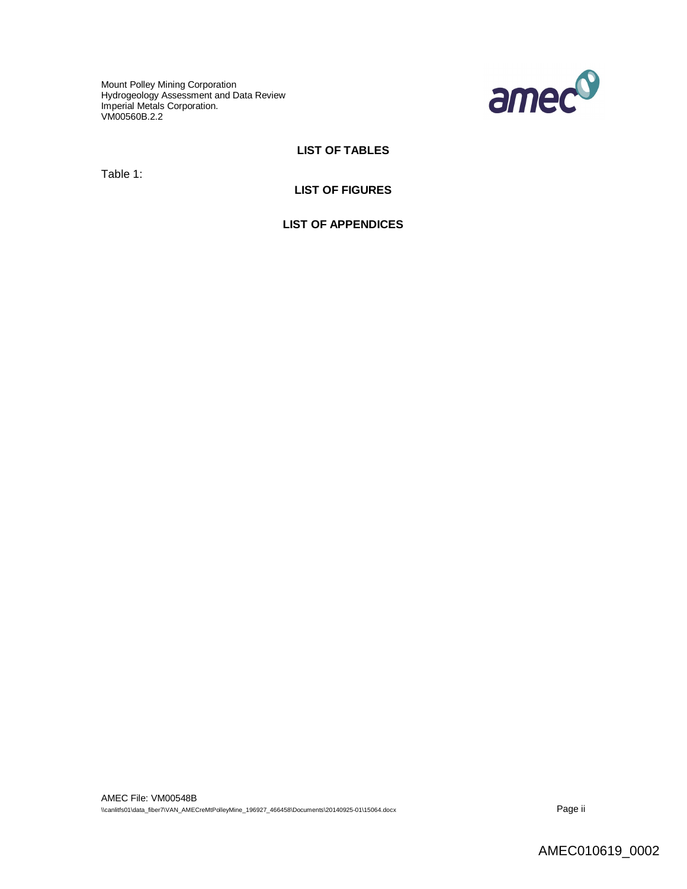## LIST OF TABLES

Table 1:

## LIST OF FIGURES

## LIST OF APPENDICES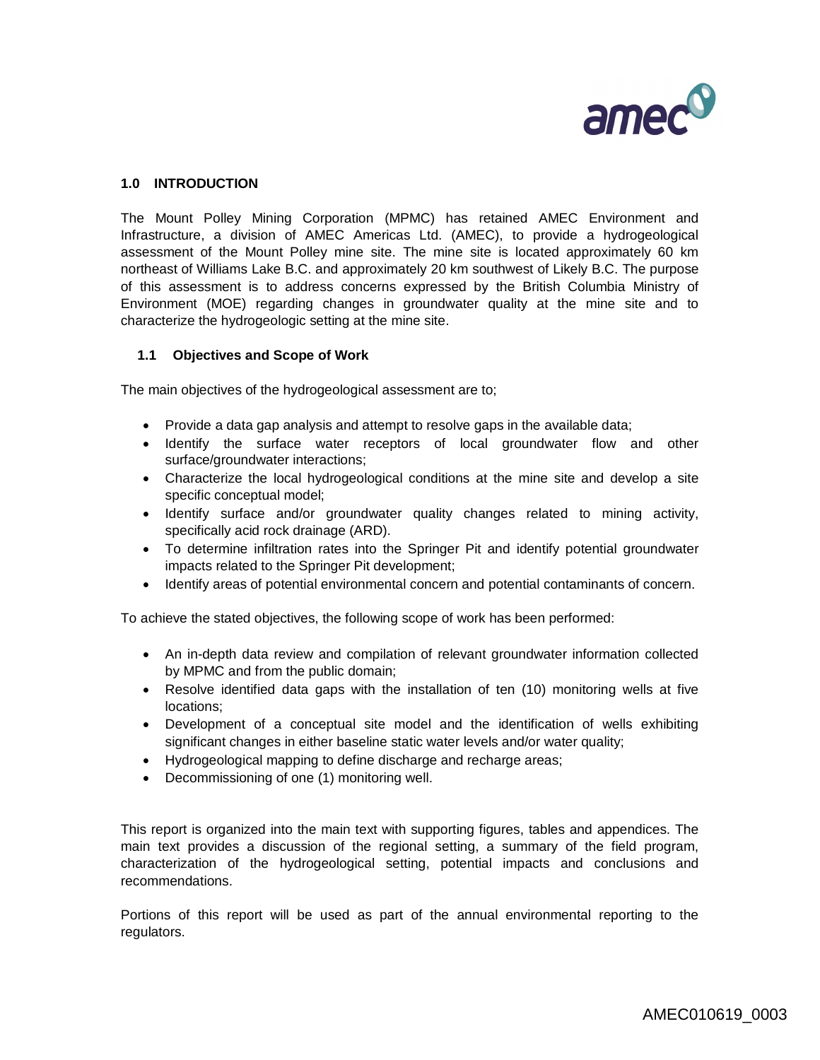## 1.0 INTRODUCTION

The Mount Polley Mining Corporation (MPMC) has retained AMEC Environment and Infrastructure, a division of AMEC Americas Ltd. (AMEC), to provide a hydrogeological assessment of the Mount Polley mine site. The mine site is located approximately 60 km northeast of Williams Lake B.C. and approximately 20 km southwest of Likely B.C. The purpose of this assessment is to address concerns expressed by the British Columbia Ministry of Environment (MOE) regarding changes in groundwater quality at the mine site and to characterize the hydrogeologic setting at the mine site.

### 1.1 Objectives and Scope of Work

The main objectives of the hydrogeological assessment are to;

- Provide a data gap analysis and attempt to resolve gaps in the available data;
- Identify the surface water receptors of local groundwater flow and other surface/groundwater interactions;
- Characterize the local hydrogeological conditions at the mine site and develop a site specific conceptual model;
- Identify surface and/or groundwater quality changes related to mining activity, specifically acid rock drainage (ARD).
- To determine infiltration rates into the Springer Pit and identify potential groundwater impacts related to the Springer Pit development;
- Identify areas of potential environmental concern and potential contaminants of concern.

To achieve the stated objectives, the following scope of work has been performed:

- An in-depth data review and compilation of relevant groundwater information collected by MPMC and from the public domain;
- Resolve identified data gaps with the installation of ten (10) monitoring wells at five locations;
- Development of a conceptual site model and the identification of wells exhibiting significant changes in either baseline static water levels and/or water quality;
- Hydrogeological mapping to define discharge and recharge areas;
- Decommissioning of one (1) monitoring well.

This report is organized into the main text with supporting figures, tables and appendices. The main text provides a discussion of the regional setting, a summary of the field program, characterization of the hydrogeological setting, potential impacts and conclusions and recommendations.

Portions of this report will be used as part of the annual environmental reporting to the regulators.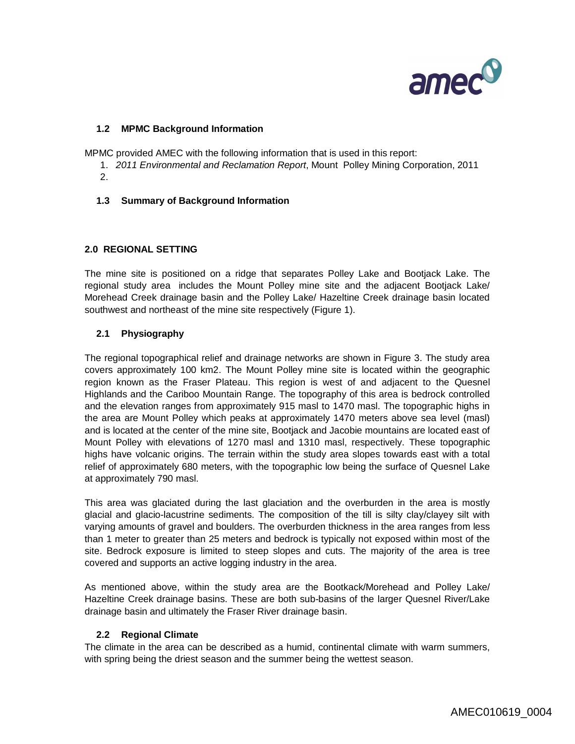### 1.2 MPMC Background Information

MPMC provided AMEC with the following information that is used in this report:

1. *2011 Environmental and Reclamation Report*, Mount Polley Mining Corporation, 2011
2. 

### 1.3 Summary of Background Information

## 2.0 REGIONAL SETTING

The mine site is positioned on a ridge that separates Polley Lake and Bootjack Lake. The regional study area includes the Mount Polley mine site and the adjacent Bootjack Lake/ Morehead Creek drainage basin and the Polley Lake/ Hazeltine Creek drainage basin located southwest and northeast of the mine site respectively (Figure 1).

### 2.1 Physiography

The regional topographical relief and drainage networks are shown in Figure 3. The study area covers approximately 100 km2. The Mount Polley mine site is located within the geographic region known as the Fraser Plateau. This region is west of and adjacent to the Quesnel Highlands and the Cariboo Mountain Range. The topography of this area is bedrock controlled and the elevation ranges from approximately 915 masl to 1470 masl. The topographic highs in the area are Mount Polley which peaks at approximately 1470 meters above sea level (masl) and is located at the center of the mine site, Bootjack and Jacobie mountains are located east of Mount Polley with elevations of 1270 masl and 1310 masl, respectively. These topographic highs have volcanic origins. The terrain within the study area slopes towards east with a total relief of approximately 680 meters, with the topographic low being the surface of Quesnel Lake at approximately 790 masl.

This area was glaciated during the last glaciation and the overburden in the area is mostly glacial and glacio-lacustrine sediments. The composition of the till is silty clay/clayey silt with varying amounts of gravel and boulders. The overburden thickness in the area ranges from less than 1 meter to greater than 25 meters and bedrock is typically not exposed within most of the site. Bedrock exposure is limited to steep slopes and cuts. The majority of the area is tree covered and supports an active logging industry in the area.

As mentioned above, within the study area are the Bootkack/Morehead and Polley Lake/ Hazeltine Creek drainage basins. These are both sub-basins of the larger Quesnel River/Lake drainage basin and ultimately the Fraser River drainage basin.

### 2.2 Regional Climate

The climate in the area can be described as a humid, continental climate with warm summers, with spring being the driest season and the summer being the wettest season.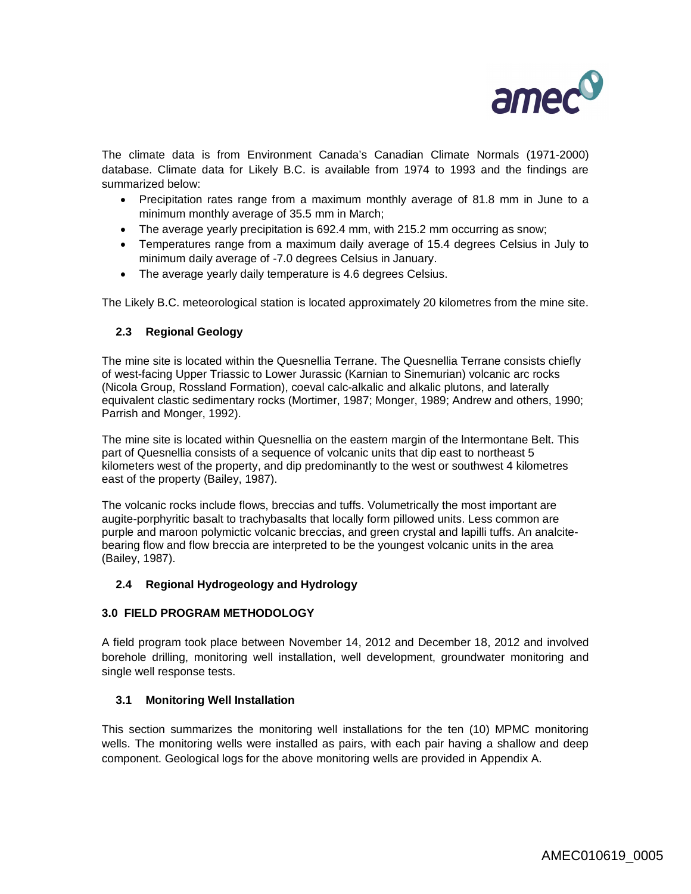The climate data is from Environment Canada's Canadian Climate Normals (1971-2000) database. Climate data for Likely B.C. is available from 1974 to 1993 and the findings are summarized below:

- Precipitation rates range from a maximum monthly average of 81.8 mm in June to a minimum monthly average of 35.5 mm in March;
- The average yearly precipitation is 692.4 mm, with 215.2 mm occurring as snow;
- Temperatures range from a maximum daily average of 15.4 degrees Celsius in July to minimum daily average of -7.0 degrees Celsius in January.
- The average yearly daily temperature is 4.6 degrees Celsius.

The Likely B.C. meteorological station is located approximately 20 kilometres from the mine site.

### 2.3 Regional Geology

The mine site is located within the Quesnellia Terrane. The Quesnellia Terrane consists chiefly of west-facing Upper Triassic to Lower Jurassic (Karnian to Sinemurian) volcanic arc rocks (Nicola Group, Rossland Formation), coeval calc-alkalic and alkalic plutons, and laterally equivalent clastic sedimentary rocks (Mortimer, 1987; Monger, 1989; Andrew and others, 1990; Parrish and Monger, 1992).

The mine site is located within Quesnellia on the eastern margin of the Intermontane Belt. This part of Quesnellia consists of a sequence of volcanic units that dip east to northeast 5 kilometers west of the property, and dip predominantly to the west or southwest 4 kilometres east of the property (Bailey, 1987).

The volcanic rocks include flows, breccias and tuffs. Volumetrically the most important are augite-porphyritic basalt to trachybasalts that locally form pillowed units. Less common are purple and maroon polymictic volcanic breccias, and green crystal and lapilli tuffs. An analcite-bearing flow and flow breccia are interpreted to be the youngest volcanic units in the area (Bailey, 1987).

### 2.4 Regional Hydrogeology and Hydrology

## 3.0 FIELD PROGRAM METHODOLOGY

A field program took place between November 14, 2012 and December 18, 2012 and involved borehole drilling, monitoring well installation, well development, groundwater monitoring and single well response tests.

### 3.1 Monitoring Well Installation

This section summarizes the monitoring well installations for the ten (10) MPMC monitoring wells. The monitoring wells were installed as pairs, with each pair having a shallow and deep component. Geological logs for the above monitoring wells are provided in Appendix A.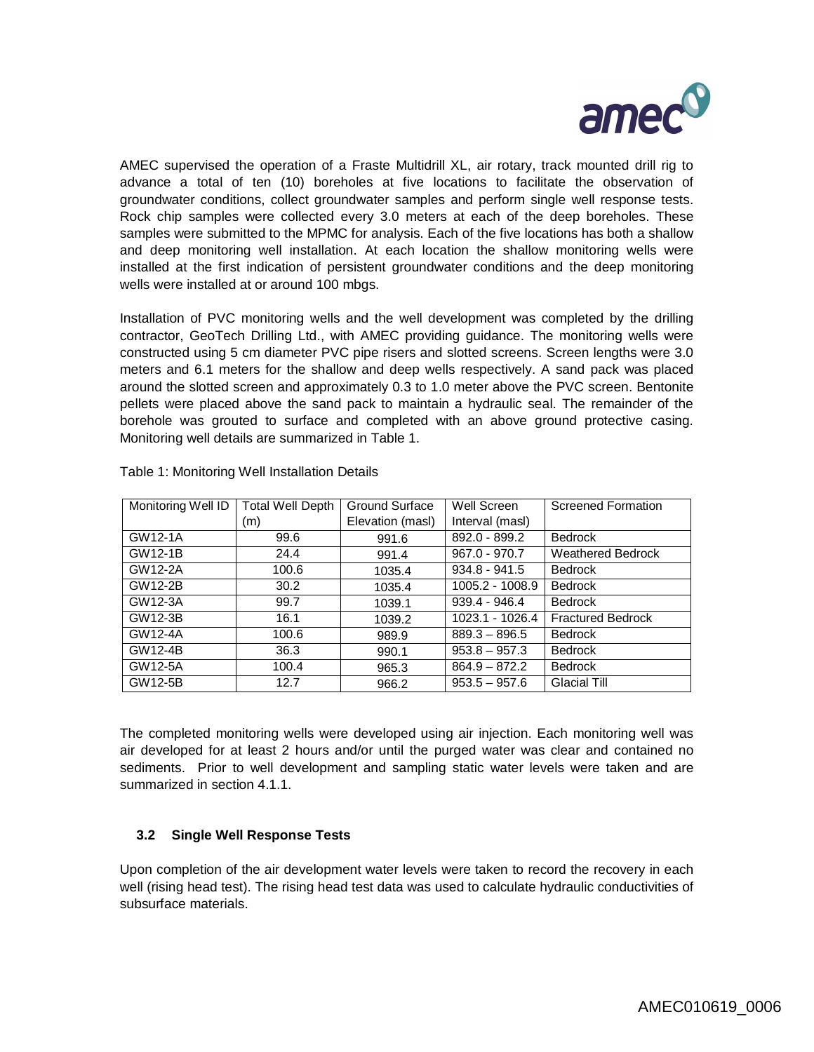AMEC supervised the operation of a Fraste Multidrill XL, air rotary, track mounted drill rig to advance a total of ten (10) boreholes at five locations to facilitate the observation of groundwater conditions, collect groundwater samples and perform single well response tests. Rock chip samples were collected every 3.0 meters at each of the deep boreholes. These samples were submitted to the MPMC for analysis. Each of the five locations has both a shallow and deep monitoring well installation. At each location the shallow monitoring wells were installed at the first indication of persistent groundwater conditions and the deep monitoring wells were installed at or around 100 mbgs.

Installation of PVC monitoring wells and the well development was completed by the drilling contractor, GeoTech Drilling Ltd., with AMEC providing guidance. The monitoring wells were constructed using 5 cm diameter PVC pipe risers and slotted screens. Screen lengths were 3.0 meters and 6.1 meters for the shallow and deep wells respectively. A sand pack was placed around the slotted screen and approximately 0.3 to 1.0 meter above the PVC screen. Bentonite pellets were placed above the sand pack to maintain a hydraulic seal. The remainder of the borehole was grouted to surface and completed with an above ground protective casing. Monitoring well details are summarized in Table 1.

Table 1: Monitoring Well Installation Details

| Monitoring Well ID | Total Well Depth (m) | Ground Surface Elevation (masl) | Well Screen Interval (masl) | Screened Formation |
|---|---|---|---|---|
| GW12-1A | 99.6 | 991.6 | 892.0 - 899.2 | Bedrock |
| GW12-1B | 24.4 | 991.4 | 967.0 - 970.7 | Weathered Bedrock |
| GW12-2A | 100.6 | 1035.4 | 934.8 - 941.5 | Bedrock |
| GW12-2B | 30.2 | 1035.4 | 1005.2 - 1008.9 | Bedrock |
| GW12-3A | 99.7 | 1039.1 | 939.4 - 946.4 | Bedrock |
| GW12-3B | 16.1 | 1039.2 | 1023.1 - 1026.4 | Fractured Bedrock |
| GW12-4A | 100.6 | 989.9 | 889.3 – 896.5 | Bedrock |
| GW12-4B | 36.3 | 990.1 | 953.8 – 957.3 | Bedrock |
| GW12-5A | 100.4 | 965.3 | 864.9 – 872.2 | Bedrock |
| GW12-5B | 12.7 | 966.2 | 953.5 – 957.6 | Glacial Till |

The completed monitoring wells were developed using air injection. Each monitoring well was air developed for at least 2 hours and/or until the purged water was clear and contained no sediments. Prior to well development and sampling static water levels were taken and are summarized in section 4.1.1.

### 3.2 Single Well Response Tests

Upon completion of the air development water levels were taken to record the recovery in each well (rising head test). The rising head test data was used to calculate hydraulic conductivities of subsurface materials.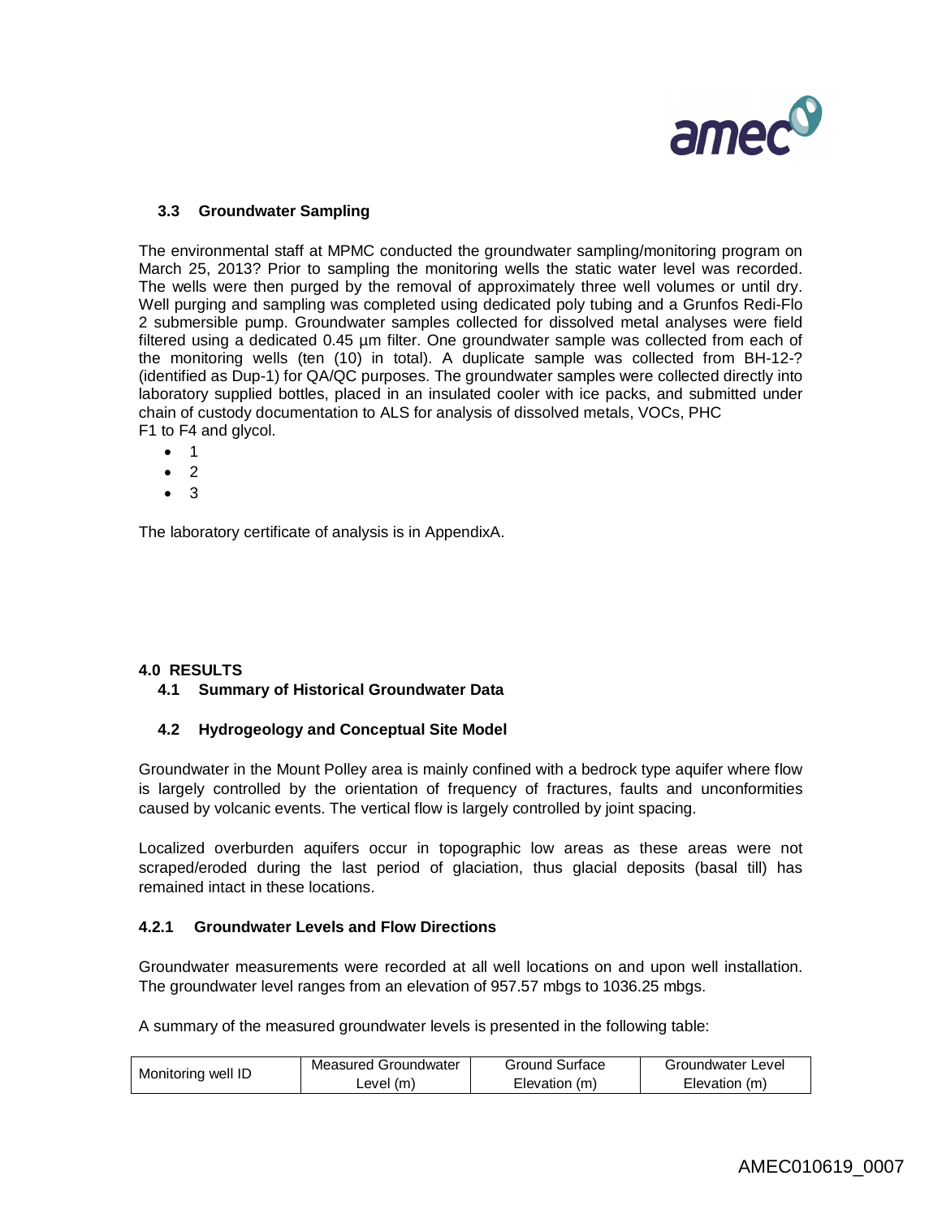### 3.3 Groundwater Sampling

The environmental staff at MPMC conducted the groundwater sampling/monitoring program on March 25, 2013? Prior to sampling the monitoring wells the static water level was recorded. The wells were then purged by the removal of approximately three well volumes or until dry. Well purging and sampling was completed using dedicated poly tubing and a Grunfos Redi-Flo 2 submersible pump. Groundwater samples collected for dissolved metal analyses were field filtered using a dedicated 0.45 µm filter. One groundwater sample was collected from each of the monitoring wells (ten (10) in total). A duplicate sample was collected from BH-12-? (identified as Dup-1) for QA/QC purposes. The groundwater samples were collected directly into laboratory supplied bottles, placed in an insulated cooler with ice packs, and submitted under chain of custody documentation to ALS for analysis of dissolved metals, VOCs, PHC F1 to F4 and glycol.

- 1
- 2
- 3

The laboratory certificate of analysis is in AppendixA.

## 4.0 RESULTS

### 4.1 Summary of Historical Groundwater Data

### 4.2 Hydrogeology and Conceptual Site Model

Groundwater in the Mount Polley area is mainly confined with a bedrock type aquifer where flow is largely controlled by the orientation of frequency of fractures, faults and unconformities caused by volcanic events. The vertical flow is largely controlled by joint spacing.

Localized overburden aquifers occur in topographic low areas as these areas were not scraped/eroded during the last period of glaciation, thus glacial deposits (basal till) has remained intact in these locations.

#### 4.2.1 Groundwater Levels and Flow Directions

Groundwater measurements were recorded at all well locations on and upon well installation. The groundwater level ranges from an elevation of 957.57 mbgs to 1036.25 mbgs.

A summary of the measured groundwater levels is presented in the following table:

| Monitoring well ID | Measured Groundwater Level (m) | Ground Surface Elevation (m) | Groundwater Level Elevation (m) |
|---|---|---|---|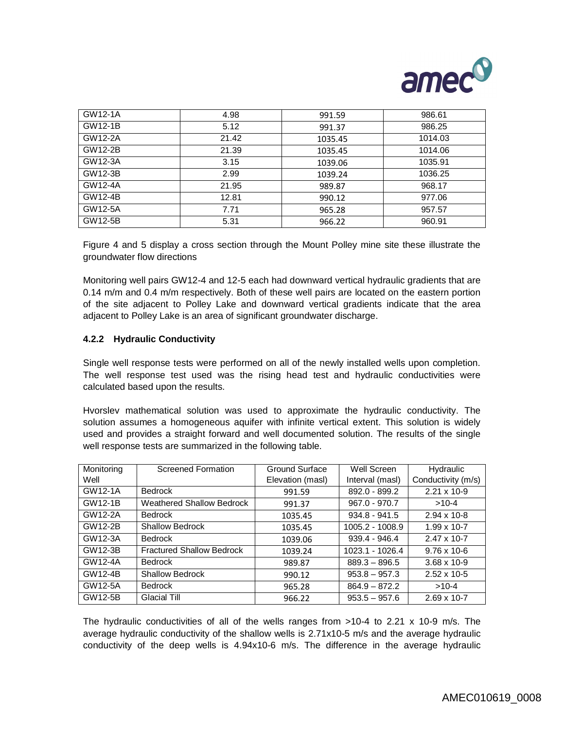| GW12-1A | 4.98 | 991.59 | 986.61 |
|---|---|---|---|
| GW12-1B | 5.12 | 991.37 | 986.25 |
| GW12-2A | 21.42 | 1035.45 | 1014.03 |
| GW12-2B | 21.39 | 1035.45 | 1014.06 |
| GW12-3A | 3.15 | 1039.06 | 1035.91 |
| GW12-3B | 2.99 | 1039.24 | 1036.25 |
| GW12-4A | 21.95 | 989.87 | 968.17 |
| GW12-4B | 12.81 | 990.12 | 977.06 |
| GW12-5A | 7.71 | 965.28 | 957.57 |
| GW12-5B | 5.31 | 966.22 | 960.91 |

Figure 4 and 5 display a cross section through the Mount Polley mine site these illustrate the groundwater flow directions

Monitoring well pairs GW12-4 and 12-5 each had downward vertical hydraulic gradients that are 0.14 m/m and 0.4 m/m respectively. Both of these well pairs are located on the eastern portion of the site adjacent to Polley Lake and downward vertical gradients indicate that the area adjacent to Polley Lake is an area of significant groundwater discharge.

### 4.2.2 Hydraulic Conductivity

Single well response tests were performed on all of the newly installed wells upon completion. The well response test used was the rising head test and hydraulic conductivities were calculated based upon the results.

Hvorslev mathematical solution was used to approximate the hydraulic conductivity. The solution assumes a homogeneous aquifer with infinite vertical extent. This solution is widely used and provides a straight forward and well documented solution. The results of the single well response tests are summarized in the following table.

| Monitoring Well | Screened Formation | Ground Surface Elevation (masl) | Well Screen Interval (masl) | Hydraulic Conductivity (m/s) |
|---|---|---|---|---|
| GW12-1A | Bedrock | 991.59 | 892.0 - 899.2 | 2.21 x 10-9 |
| GW12-1B | Weathered Shallow Bedrock | 991.37 | 967.0 - 970.7 | >10-4 |
| GW12-2A | Bedrock | 1035.45 | 934.8 - 941.5 | 2.94 x 10-8 |
| GW12-2B | Shallow Bedrock | 1035.45 | 1005.2 - 1008.9 | 1.99 x 10-7 |
| GW12-3A | Bedrock | 1039.06 | 939.4 - 946.4 | 2.47 x 10-7 |
| GW12-3B | Fractured Shallow Bedrock | 1039.24 | 1023.1 - 1026.4 | 9.76 x 10-6 |
| GW12-4A | Bedrock | 989.87 | 889.3 – 896.5 | 3.68 x 10-9 |
| GW12-4B | Shallow Bedrock | 990.12 | 953.8 – 957.3 | 2.52 x 10-5 |
| GW12-5A | Bedrock | 965.28 | 864.9 – 872.2 | >10-4 |
| GW12-5B | Glacial Till | 966.22 | 953.5 – 957.6 | 2.69 x 10-7 |

The hydraulic conductivities of all of the wells ranges from >10-4 to 2.21 x 10-9 m/s. The average hydraulic conductivity of the shallow wells is 2.71x10-5 m/s and the average hydraulic conductivity of the deep wells is 4.94x10-6 m/s. The difference in the average hydraulic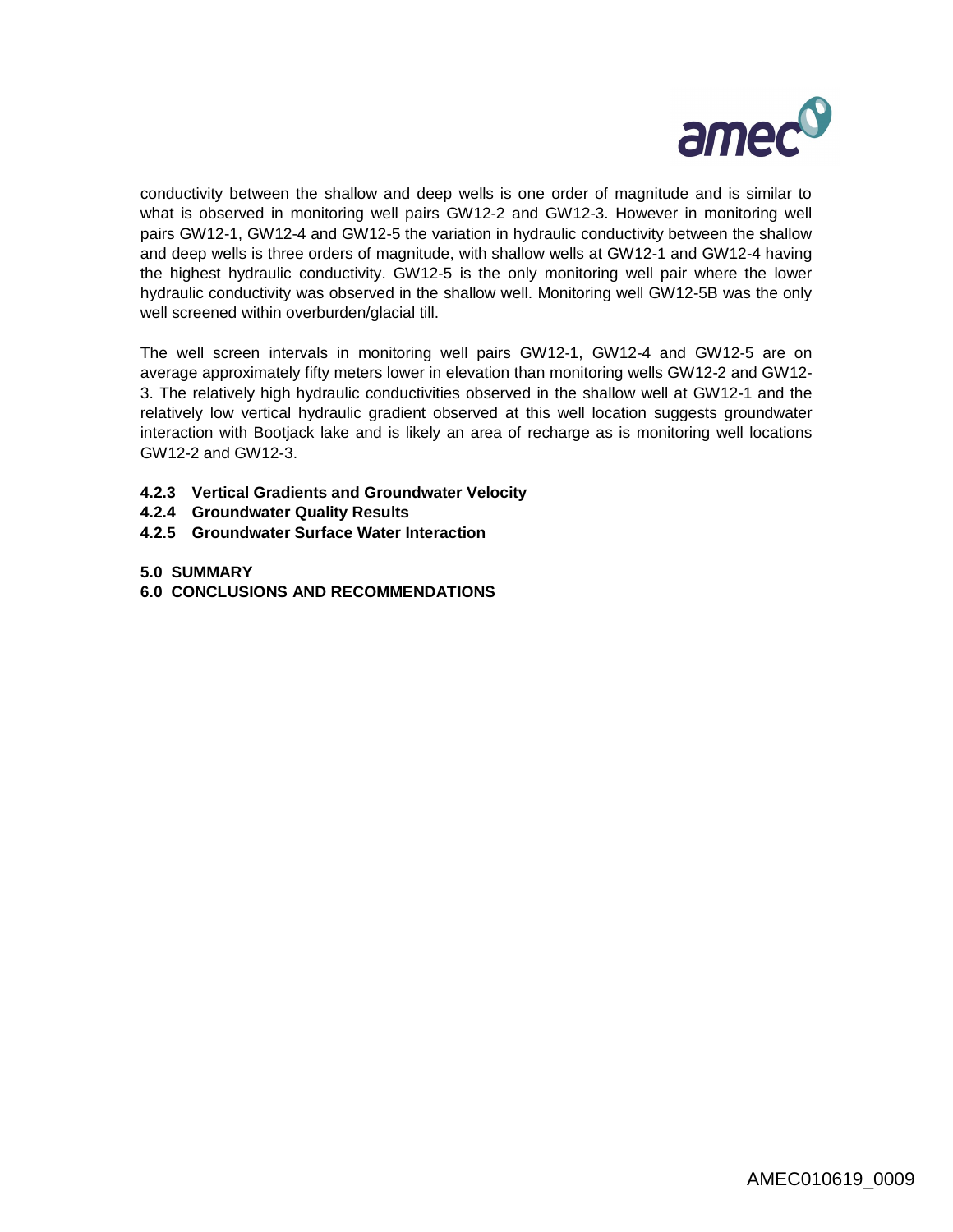conductivity between the shallow and deep wells is one order of magnitude and is similar to what is observed in monitoring well pairs GW12-2 and GW12-3. However in monitoring well pairs GW12-1, GW12-4 and GW12-5 the variation in hydraulic conductivity between the shallow and deep wells is three orders of magnitude, with shallow wells at GW12-1 and GW12-4 having the highest hydraulic conductivity. GW12-5 is the only monitoring well pair where the lower hydraulic conductivity was observed in the shallow well. Monitoring well GW12-5B was the only well screened within overburden/glacial till.

The well screen intervals in monitoring well pairs GW12-1, GW12-4 and GW12-5 are on average approximately fifty meters lower in elevation than monitoring wells GW12-2 and GW12-3. The relatively high hydraulic conductivities observed in the shallow well at GW12-1 and the relatively low vertical hydraulic gradient observed at this well location suggests groundwater interaction with Bootjack lake and is likely an area of recharge as is monitoring well locations GW12-2 and GW12-3.

#### 4.2.3 Vertical Gradients and Groundwater Velocity

#### 4.2.4 Groundwater Quality Results

#### 4.2.5 Groundwater Surface Water Interaction

## 5.0 SUMMARY

## 6.0 CONCLUSIONS AND RECOMMENDATIONS